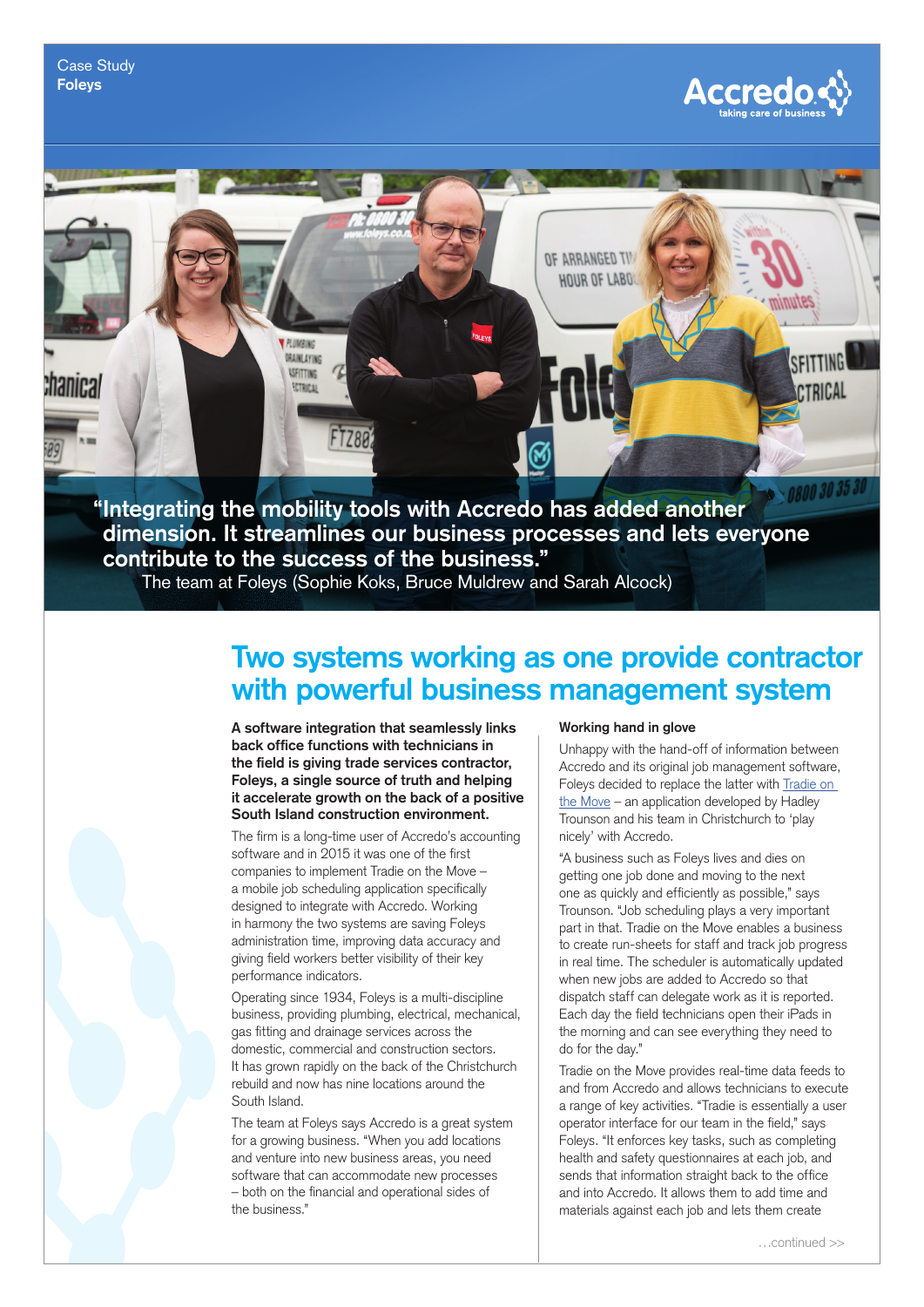Case Study
**Foleys**

> "Integrating the mobility tools with Accredo has added another dimension. It streamlines our business processes and lets everyone contribute to the success of the business."
> The team at Foleys (Sophie Koks, Bruce Muldrew and Sarah Alcock)

# Two systems working as one provide contractor with powerful business management system

**A software integration that seamlessly links back office functions with technicians in the field is giving trade services contractor, Foleys, a single source of truth and helping it accelerate growth on the back of a positive South Island construction environment.**

The firm is a long-time user of Accredo's accounting software and in 2015 it was one of the first companies to implement Tradie on the Move – a mobile job scheduling application specifically designed to integrate with Accredo. Working in harmony the two systems are saving Foleys administration time, improving data accuracy and giving field workers better visibility of their key performance indicators.

Operating since 1934, Foleys is a multi-discipline business, providing plumbing, electrical, mechanical, gas fitting and drainage services across the domestic, commercial and construction sectors. It has grown rapidly on the back of the Christchurch rebuild and now has nine locations around the South Island.

The team at Foleys says Accredo is a great system for a growing business. "When you add locations and venture into new business areas, you need software that can accommodate new processes – both on the financial and operational sides of the business."

### Working hand in glove

Unhappy with the hand-off of information between Accredo and its original job management software, Foleys decided to replace the latter with [Tradie on the Move]() – an application developed by Hadley Trounson and his team in Christchurch to 'play nicely' with Accredo.

"A business such as Foleys lives and dies on getting one job done and moving to the next one as quickly and efficiently as possible," says Trounson. "Job scheduling plays a very important part in that. Tradie on the Move enables a business to create run-sheets for staff and track job progress in real time. The scheduler is automatically updated when new jobs are added to Accredo so that dispatch staff can delegate work as it is reported. Each day the field technicians open their iPads in the morning and can see everything they need to do for the day."

Tradie on the Move provides real-time data feeds to and from Accredo and allows technicians to execute a range of key activities. "Tradie is essentially a user operator interface for our team in the field," says Foleys. "It enforces key tasks, such as completing health and safety questionnaires at each job, and sends that information straight back to the office and into Accredo. It allows them to add time and materials against each job and lets them create

…continued >>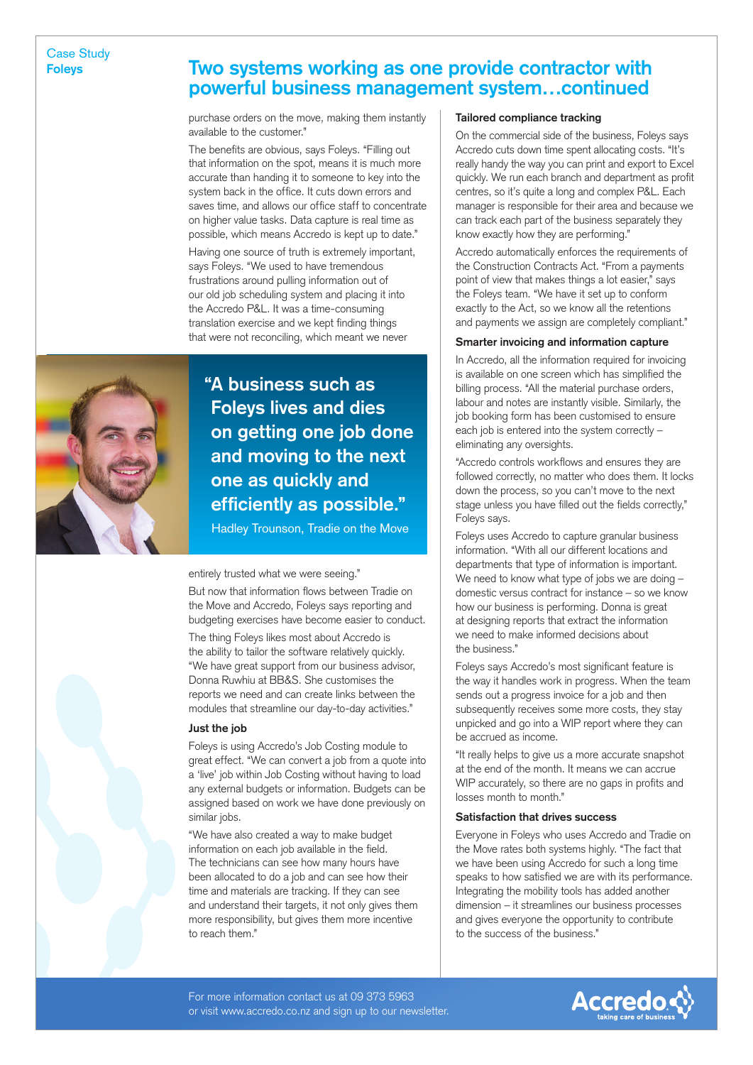Case Study
**Foleys**

# Two systems working as one provide contractor with powerful business management system…continued

purchase orders on the move, making them instantly available to the customer."

The benefits are obvious, says Foleys. "Filling out that information on the spot, means it is much more accurate than handing it to someone to key into the system back in the office. It cuts down errors and saves time, and allows our office staff to concentrate on higher value tasks. Data capture is real time as possible, which means Accredo is kept up to date."

Having one source of truth is extremely important, says Foleys. "We used to have tremendous frustrations around pulling information out of our old job scheduling system and placing it into the Accredo P&L. It was a time-consuming translation exercise and we kept finding things that were not reconciling, which meant we never entirely trusted what we were seeing."

> **"A business such as Foleys lives and dies on getting one job done and moving to the next one as quickly and efficiently as possible."**
> Hadley Trounson, Tradie on the Move

But now that information flows between Tradie on the Move and Accredo, Foleys says reporting and budgeting exercises have become easier to conduct.

The thing Foleys likes most about Accredo is the ability to tailor the software relatively quickly. "We have great support from our business advisor, Donna Ruwhiu at BB&S. She customises the reports we need and can create links between the modules that streamline our day-to-day activities."

### Just the job

Foleys is using Accredo's Job Costing module to great effect. "We can convert a job from a quote into a 'live' job within Job Costing without having to load any external budgets or information. Budgets can be assigned based on work we have done previously on similar jobs.

"We have also created a way to make budget information on each job available in the field. The technicians can see how many hours have been allocated to do a job and can see how their time and materials are tracking. If they can see and understand their targets, it not only gives them more responsibility, but gives them more incentive to reach them."

### Tailored compliance tracking

On the commercial side of the business, Foleys says Accredo cuts down time spent allocating costs. "It's really handy the way you can print and export to Excel quickly. We run each branch and department as profit centres, so it's quite a long and complex P&L. Each manager is responsible for their area and because we can track each part of the business separately they know exactly how they are performing."

Accredo automatically enforces the requirements of the Construction Contracts Act. "From a payments point of view that makes things a lot easier," says the Foleys team. "We have it set up to conform exactly to the Act, so we know all the retentions and payments we assign are completely compliant."

### Smarter invoicing and information capture

In Accredo, all the information required for invoicing is available on one screen which has simplified the billing process. "All the material purchase orders, labour and notes are instantly visible. Similarly, the job booking form has been customised to ensure each job is entered into the system correctly – eliminating any oversights.

"Accredo controls workflows and ensures they are followed correctly, no matter who does them. It locks down the process, so you can't move to the next stage unless you have filled out the fields correctly," Foleys says.

Foleys uses Accredo to capture granular business information. "With all our different locations and departments that type of information is important. We need to know what type of jobs we are doing – domestic versus contract for instance – so we know how our business is performing. Donna is great at designing reports that extract the information we need to make informed decisions about the business."

Foleys says Accredo's most significant feature is the way it handles work in progress. When the team sends out a progress invoice for a job and then subsequently receives some more costs, they stay unpicked and go into a WIP report where they can be accrued as income.

"It really helps to give us a more accurate snapshot at the end of the month. It means we can accrue WIP accurately, so there are no gaps in profits and losses month to month."

### Satisfaction that drives success

Everyone in Foleys who uses Accredo and Tradie on the Move rates both systems highly. "The fact that we have been using Accredo for such a long time speaks to how satisfied we are with its performance. Integrating the mobility tools has added another dimension – it streamlines our business processes and gives everyone the opportunity to contribute to the success of the business."

For more information contact us at 09 373 5963
or visit www.accredo.co.nz and sign up to our newsletter.

Accredo taking care of business